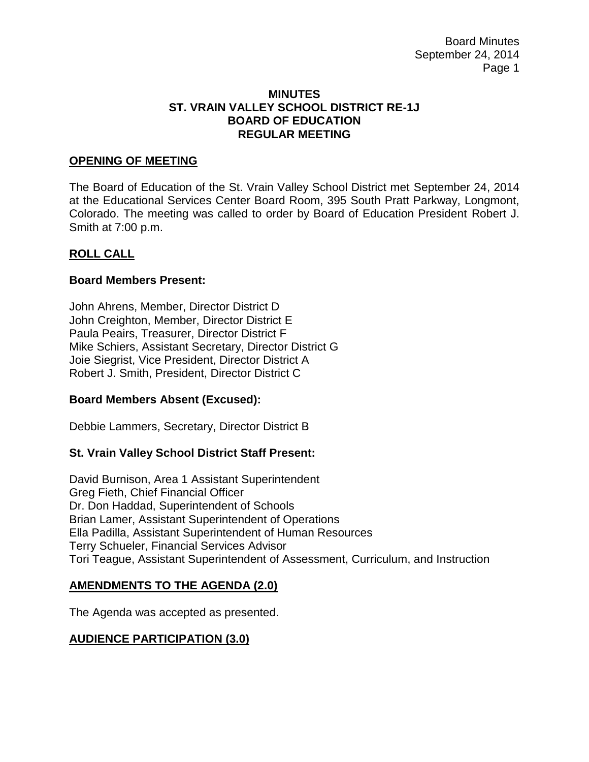# MINUTES
# ST. VRAIN VALLEY SCHOOL DISTRICT RE-1J
# BOARD OF EDUCATION
# REGULAR MEETING

## OPENING OF MEETING

The Board of Education of the St. Vrain Valley School District met September 24, 2014 at the Educational Services Center Board Room, 395 South Pratt Parkway, Longmont, Colorado. The meeting was called to order by Board of Education President Robert J. Smith at 7:00 p.m.

## ROLL CALL

### Board Members Present:

John Ahrens, Member, Director District D
John Creighton, Member, Director District E
Paula Peairs, Treasurer, Director District F
Mike Schiers, Assistant Secretary, Director District G
Joie Siegrist, Vice President, Director District A
Robert J. Smith, President, Director District C

### Board Members Absent (Excused):

Debbie Lammers, Secretary, Director District B

### St. Vrain Valley School District Staff Present:

David Burnison, Area 1 Assistant Superintendent
Greg Fieth, Chief Financial Officer
Dr. Don Haddad, Superintendent of Schools
Brian Lamer, Assistant Superintendent of Operations
Ella Padilla, Assistant Superintendent of Human Resources
Terry Schueler, Financial Services Advisor
Tori Teague, Assistant Superintendent of Assessment, Curriculum, and Instruction

## AMENDMENTS TO THE AGENDA (2.0)

The Agenda was accepted as presented.

## AUDIENCE PARTICIPATION (3.0)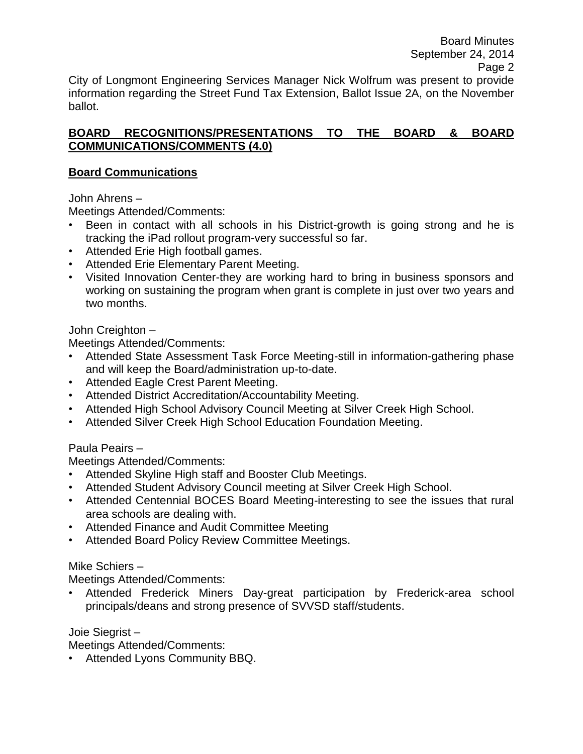City of Longmont Engineering Services Manager Nick Wolfrum was present to provide information regarding the Street Fund Tax Extension, Ballot Issue 2A, on the November ballot.

## BOARD RECOGNITIONS/PRESENTATIONS TO THE BOARD & BOARD COMMUNICATIONS/COMMENTS (4.0)

### Board Communications

John Ahrens –

Meetings Attended/Comments:

- Been in contact with all schools in his District-growth is going strong and he is tracking the iPad rollout program-very successful so far.
- Attended Erie High football games.
- Attended Erie Elementary Parent Meeting.
- Visited Innovation Center-they are working hard to bring in business sponsors and working on sustaining the program when grant is complete in just over two years and two months.

John Creighton –

Meetings Attended/Comments:

- Attended State Assessment Task Force Meeting-still in information-gathering phase and will keep the Board/administration up-to-date.
- Attended Eagle Crest Parent Meeting.
- Attended District Accreditation/Accountability Meeting.
- Attended High School Advisory Council Meeting at Silver Creek High School.
- Attended Silver Creek High School Education Foundation Meeting.

Paula Peairs –

Meetings Attended/Comments:

- Attended Skyline High staff and Booster Club Meetings.
- Attended Student Advisory Council meeting at Silver Creek High School.
- Attended Centennial BOCES Board Meeting-interesting to see the issues that rural area schools are dealing with.
- Attended Finance and Audit Committee Meeting
- Attended Board Policy Review Committee Meetings.

Mike Schiers –

Meetings Attended/Comments:

- Attended Frederick Miners Day-great participation by Frederick-area school principals/deans and strong presence of SVVSD staff/students.

Joie Siegrist –

Meetings Attended/Comments:

- Attended Lyons Community BBQ.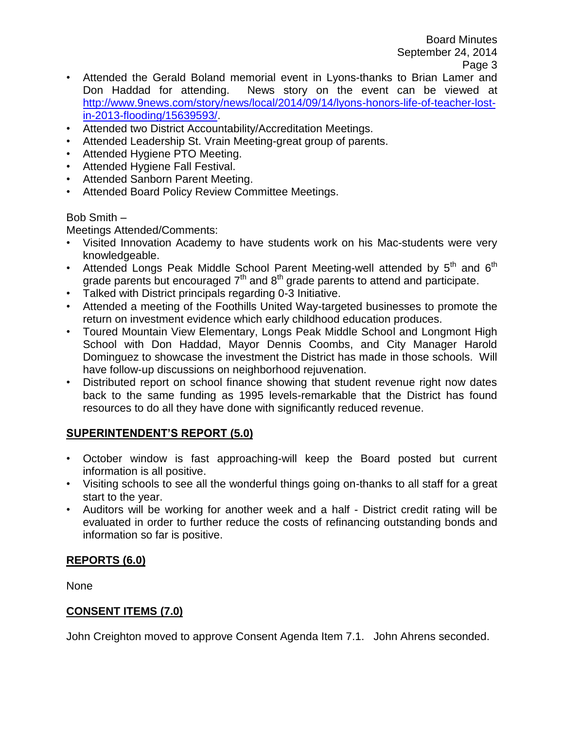- Attended the Gerald Boland memorial event in Lyons-thanks to Brian Lamer and Don Haddad for attending. News story on the event can be viewed at [http://www.9news.com/story/news/local/2014/09/14/lyons-honors-life-of-teacher-lost-in-2013-flooding/15639593/](http://www.9news.com/story/news/local/2014/09/14/lyons-honors-life-of-teacher-lost-in-2013-flooding/15639593/).
- Attended two District Accountability/Accreditation Meetings.
- Attended Leadership St. Vrain Meeting-great group of parents.
- Attended Hygiene PTO Meeting.
- Attended Hygiene Fall Festival.
- Attended Sanborn Parent Meeting.
- Attended Board Policy Review Committee Meetings.

Bob Smith –
Meetings Attended/Comments:

- Visited Innovation Academy to have students work on his Mac-students were very knowledgeable.
- Attended Longs Peak Middle School Parent Meeting-well attended by 5th and 6th grade parents but encouraged 7th and 8th grade parents to attend and participate.
- Talked with District principals regarding 0-3 Initiative.
- Attended a meeting of the Foothills United Way-targeted businesses to promote the return on investment evidence which early childhood education produces.
- Toured Mountain View Elementary, Longs Peak Middle School and Longmont High School with Don Haddad, Mayor Dennis Coombs, and City Manager Harold Dominguez to showcase the investment the District has made in those schools. Will have follow-up discussions on neighborhood rejuvenation.
- Distributed report on school finance showing that student revenue right now dates back to the same funding as 1995 levels-remarkable that the District has found resources to do all they have done with significantly reduced revenue.

## SUPERINTENDENT'S REPORT (5.0)

- October window is fast approaching-will keep the Board posted but current information is all positive.
- Visiting schools to see all the wonderful things going on-thanks to all staff for a great start to the year.
- Auditors will be working for another week and a half - District credit rating will be evaluated in order to further reduce the costs of refinancing outstanding bonds and information so far is positive.

## REPORTS (6.0)

None

## CONSENT ITEMS (7.0)

John Creighton moved to approve Consent Agenda Item 7.1. John Ahrens seconded.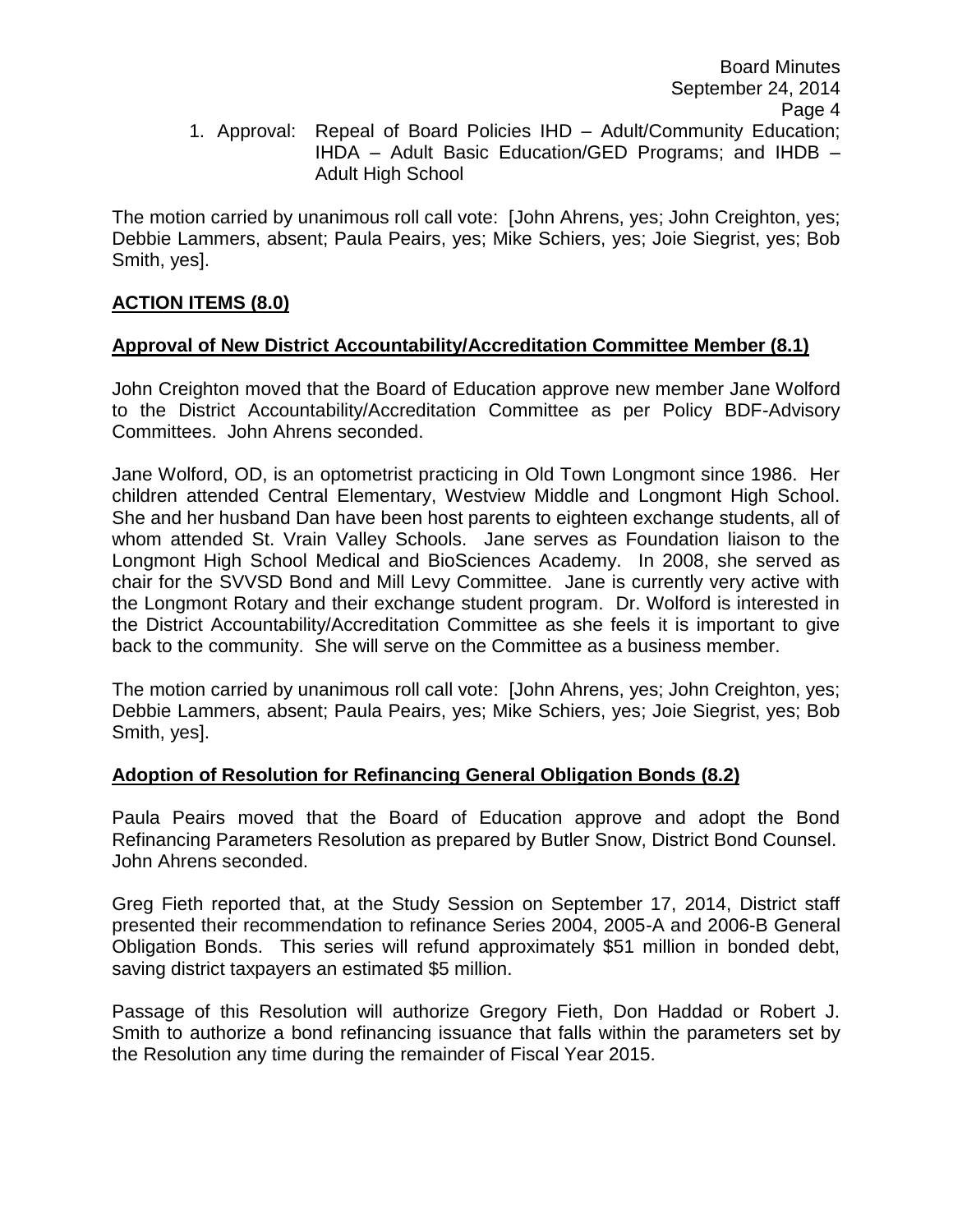1. Approval: Repeal of Board Policies IHD – Adult/Community Education; IHDA – Adult Basic Education/GED Programs; and IHDB – Adult High School

The motion carried by unanimous roll call vote: [John Ahrens, yes; John Creighton, yes; Debbie Lammers, absent; Paula Peairs, yes; Mike Schiers, yes; Joie Siegrist, yes; Bob Smith, yes].

## ACTION ITEMS (8.0)

### Approval of New District Accountability/Accreditation Committee Member (8.1)

John Creighton moved that the Board of Education approve new member Jane Wolford to the District Accountability/Accreditation Committee as per Policy BDF-Advisory Committees. John Ahrens seconded.

Jane Wolford, OD, is an optometrist practicing in Old Town Longmont since 1986. Her children attended Central Elementary, Westview Middle and Longmont High School. She and her husband Dan have been host parents to eighteen exchange students, all of whom attended St. Vrain Valley Schools. Jane serves as Foundation liaison to the Longmont High School Medical and BioSciences Academy. In 2008, she served as chair for the SVVSD Bond and Mill Levy Committee. Jane is currently very active with the Longmont Rotary and their exchange student program. Dr. Wolford is interested in the District Accountability/Accreditation Committee as she feels it is important to give back to the community. She will serve on the Committee as a business member.

The motion carried by unanimous roll call vote: [John Ahrens, yes; John Creighton, yes; Debbie Lammers, absent; Paula Peairs, yes; Mike Schiers, yes; Joie Siegrist, yes; Bob Smith, yes].

### Adoption of Resolution for Refinancing General Obligation Bonds (8.2)

Paula Peairs moved that the Board of Education approve and adopt the Bond Refinancing Parameters Resolution as prepared by Butler Snow, District Bond Counsel. John Ahrens seconded.

Greg Fieth reported that, at the Study Session on September 17, 2014, District staff presented their recommendation to refinance Series 2004, 2005-A and 2006-B General Obligation Bonds. This series will refund approximately $51 million in bonded debt, saving district taxpayers an estimated $5 million.

Passage of this Resolution will authorize Gregory Fieth, Don Haddad or Robert J. Smith to authorize a bond refinancing issuance that falls within the parameters set by the Resolution any time during the remainder of Fiscal Year 2015.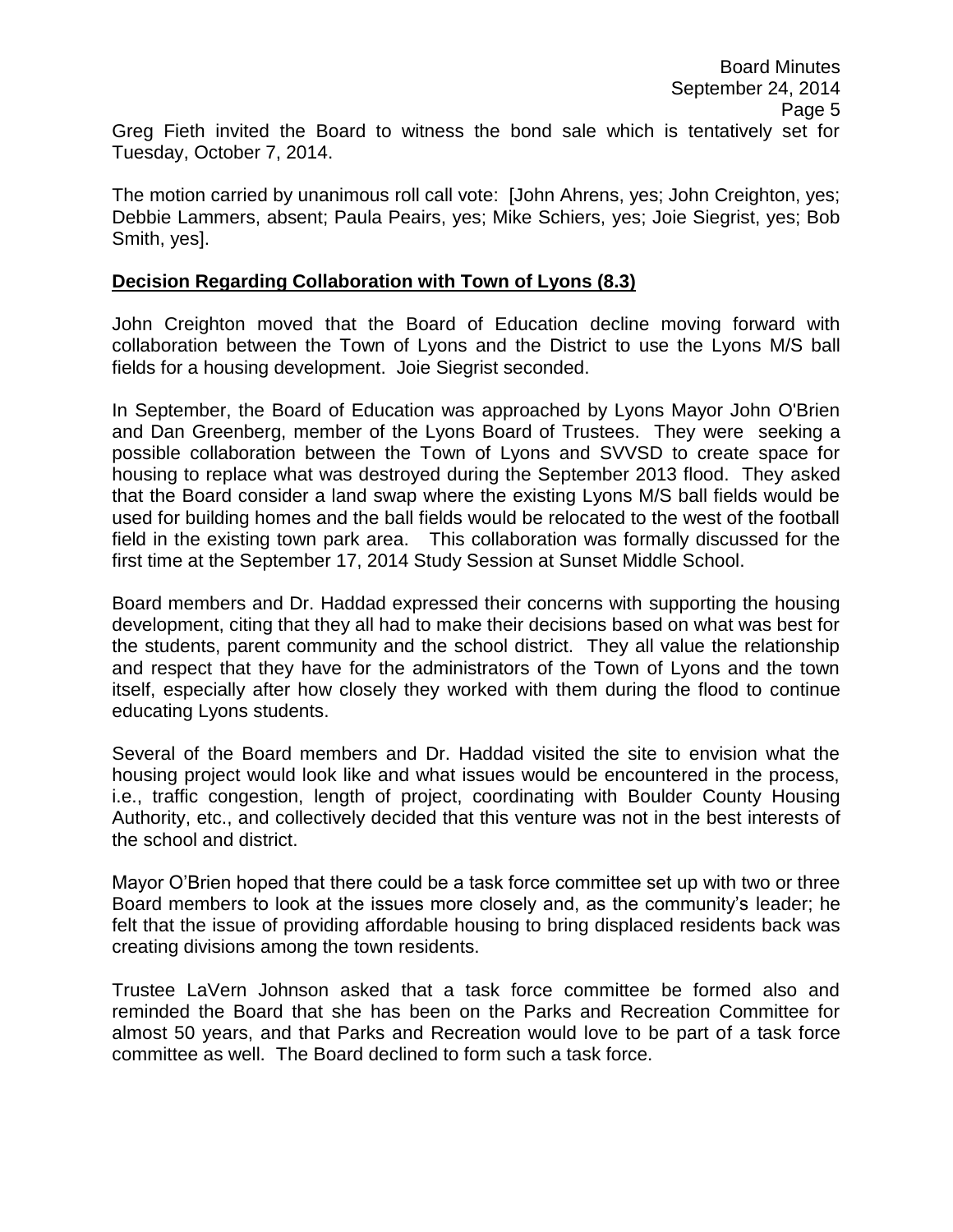Greg Fieth invited the Board to witness the bond sale which is tentatively set for Tuesday, October 7, 2014.

The motion carried by unanimous roll call vote: [John Ahrens, yes; John Creighton, yes; Debbie Lammers, absent; Paula Peairs, yes; Mike Schiers, yes; Joie Siegrist, yes; Bob Smith, yes].

**Decision Regarding Collaboration with Town of Lyons (8.3)**

John Creighton moved that the Board of Education decline moving forward with collaboration between the Town of Lyons and the District to use the Lyons M/S ball fields for a housing development. Joie Siegrist seconded.

In September, the Board of Education was approached by Lyons Mayor John O'Brien and Dan Greenberg, member of the Lyons Board of Trustees. They were seeking a possible collaboration between the Town of Lyons and SVVSD to create space for housing to replace what was destroyed during the September 2013 flood. They asked that the Board consider a land swap where the existing Lyons M/S ball fields would be used for building homes and the ball fields would be relocated to the west of the football field in the existing town park area. This collaboration was formally discussed for the first time at the September 17, 2014 Study Session at Sunset Middle School.

Board members and Dr. Haddad expressed their concerns with supporting the housing development, citing that they all had to make their decisions based on what was best for the students, parent community and the school district. They all value the relationship and respect that they have for the administrators of the Town of Lyons and the town itself, especially after how closely they worked with them during the flood to continue educating Lyons students.

Several of the Board members and Dr. Haddad visited the site to envision what the housing project would look like and what issues would be encountered in the process, i.e., traffic congestion, length of project, coordinating with Boulder County Housing Authority, etc., and collectively decided that this venture was not in the best interests of the school and district.

Mayor O'Brien hoped that there could be a task force committee set up with two or three Board members to look at the issues more closely and, as the community's leader; he felt that the issue of providing affordable housing to bring displaced residents back was creating divisions among the town residents.

Trustee LaVern Johnson asked that a task force committee be formed also and reminded the Board that she has been on the Parks and Recreation Committee for almost 50 years, and that Parks and Recreation would love to be part of a task force committee as well. The Board declined to form such a task force.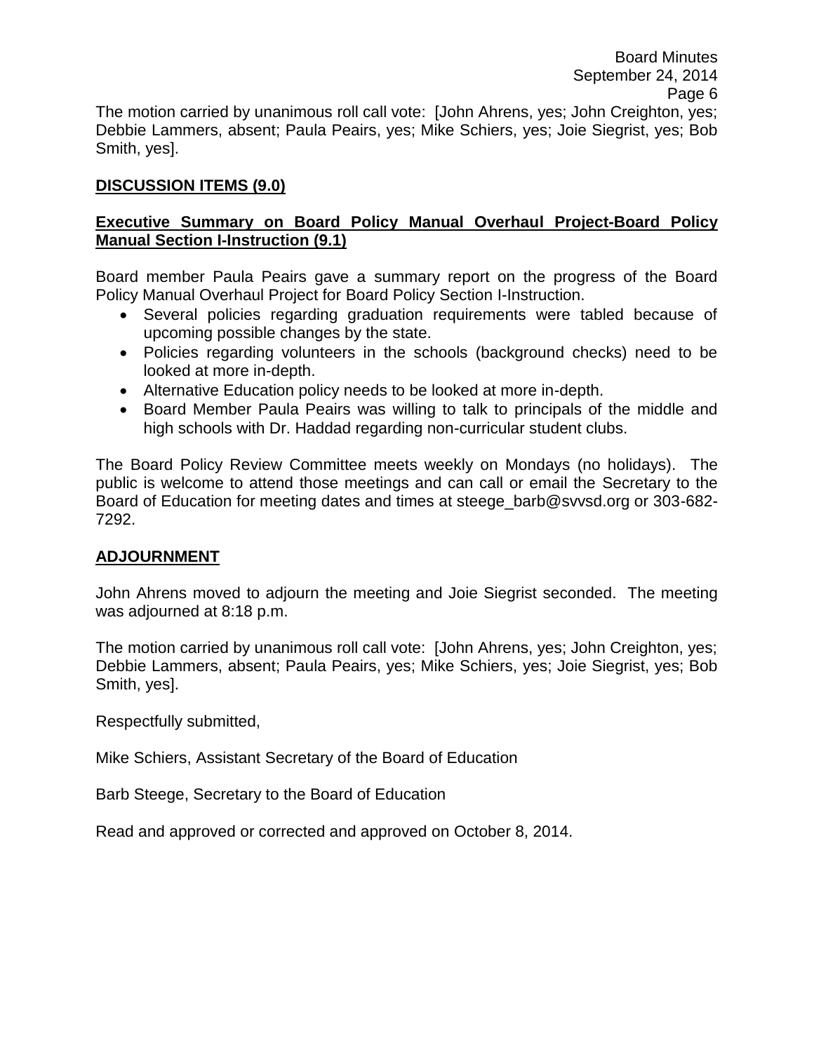The motion carried by unanimous roll call vote: [John Ahrens, yes; John Creighton, yes; Debbie Lammers, absent; Paula Peairs, yes; Mike Schiers, yes; Joie Siegrist, yes; Bob Smith, yes].

## DISCUSSION ITEMS (9.0)

### Executive Summary on Board Policy Manual Overhaul Project-Board Policy Manual Section I-Instruction (9.1)

Board member Paula Peairs gave a summary report on the progress of the Board Policy Manual Overhaul Project for Board Policy Section I-Instruction.

- Several policies regarding graduation requirements were tabled because of upcoming possible changes by the state.
- Policies regarding volunteers in the schools (background checks) need to be looked at more in-depth.
- Alternative Education policy needs to be looked at more in-depth.
- Board Member Paula Peairs was willing to talk to principals of the middle and high schools with Dr. Haddad regarding non-curricular student clubs.

The Board Policy Review Committee meets weekly on Mondays (no holidays). The public is welcome to attend those meetings and can call or email the Secretary to the Board of Education for meeting dates and times at steege_barb@svvsd.org or 303-682-7292.

## ADJOURNMENT

John Ahrens moved to adjourn the meeting and Joie Siegrist seconded. The meeting was adjourned at 8:18 p.m.

The motion carried by unanimous roll call vote: [John Ahrens, yes; John Creighton, yes; Debbie Lammers, absent; Paula Peairs, yes; Mike Schiers, yes; Joie Siegrist, yes; Bob Smith, yes].

Respectfully submitted,

Mike Schiers, Assistant Secretary of the Board of Education

Barb Steege, Secretary to the Board of Education

Read and approved or corrected and approved on October 8, 2014.